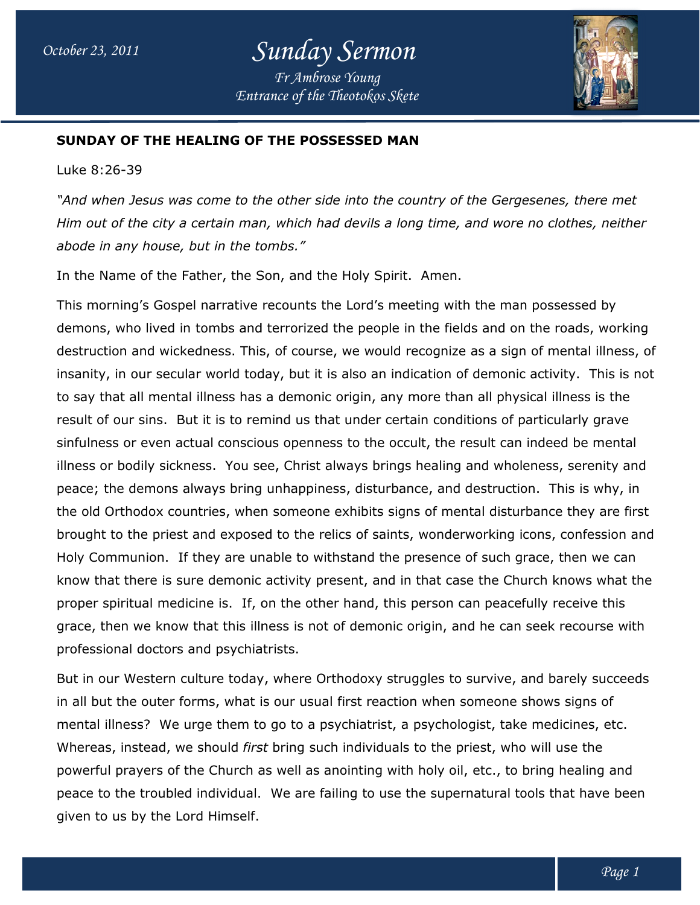# Sunday Sermon

*Fr Ambrose Young*
*Entrance of the Theotokos Skete*

October 23, 2011

**SUNDAY OF THE HEALING OF THE POSSESSED MAN**

Luke 8:26-39

*"And when Jesus was come to the other side into the country of the Gergesenes, there met Him out of the city a certain man, which had devils a long time, and wore no clothes, neither abode in any house, but in the tombs."*

In the Name of the Father, the Son, and the Holy Spirit. Amen.

This morning's Gospel narrative recounts the Lord's meeting with the man possessed by demons, who lived in tombs and terrorized the people in the fields and on the roads, working destruction and wickedness. This, of course, we would recognize as a sign of mental illness, of insanity, in our secular world today, but it is also an indication of demonic activity. This is not to say that all mental illness has a demonic origin, any more than all physical illness is the result of our sins. But it is to remind us that under certain conditions of particularly grave sinfulness or even actual conscious openness to the occult, the result can indeed be mental illness or bodily sickness. You see, Christ always brings healing and wholeness, serenity and peace; the demons always bring unhappiness, disturbance, and destruction. This is why, in the old Orthodox countries, when someone exhibits signs of mental disturbance they are first brought to the priest and exposed to the relics of saints, wonderworking icons, confession and Holy Communion. If they are unable to withstand the presence of such grace, then we can know that there is sure demonic activity present, and in that case the Church knows what the proper spiritual medicine is. If, on the other hand, this person can peacefully receive this grace, then we know that this illness is not of demonic origin, and he can seek recourse with professional doctors and psychiatrists.

But in our Western culture today, where Orthodoxy struggles to survive, and barely succeeds in all but the outer forms, what is our usual first reaction when someone shows signs of mental illness? We urge them to go to a psychiatrist, a psychologist, take medicines, etc. Whereas, instead, we should *first* bring such individuals to the priest, who will use the powerful prayers of the Church as well as anointing with holy oil, etc., to bring healing and peace to the troubled individual. We are failing to use the supernatural tools that have been given to us by the Lord Himself.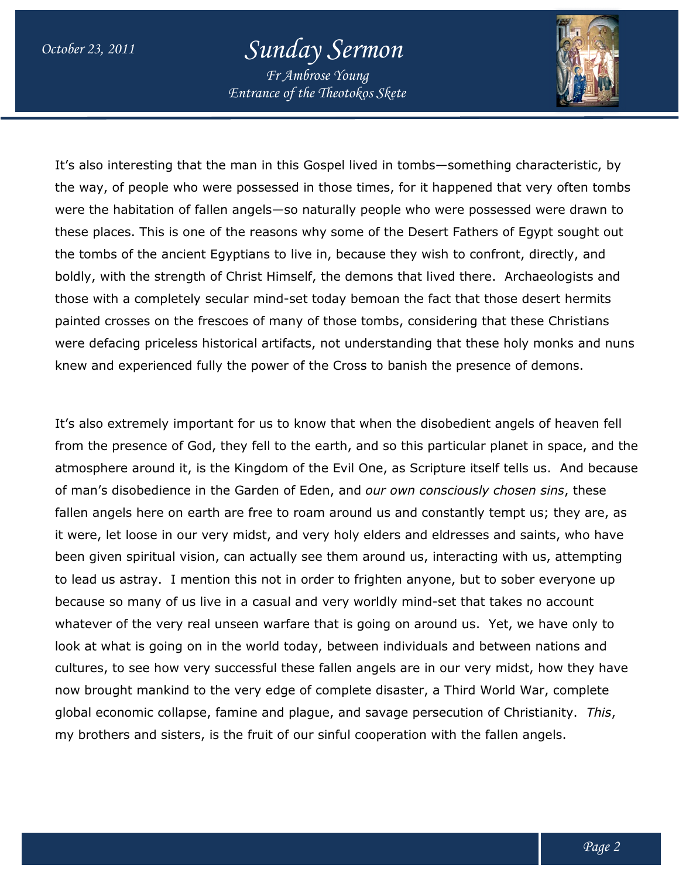It's also interesting that the man in this Gospel lived in tombs—something characteristic, by the way, of people who were possessed in those times, for it happened that very often tombs were the habitation of fallen angels—so naturally people who were possessed were drawn to these places. This is one of the reasons why some of the Desert Fathers of Egypt sought out the tombs of the ancient Egyptians to live in, because they wish to confront, directly, and boldly, with the strength of Christ Himself, the demons that lived there. Archaeologists and those with a completely secular mind-set today bemoan the fact that those desert hermits painted crosses on the frescoes of many of those tombs, considering that these Christians were defacing priceless historical artifacts, not understanding that these holy monks and nuns knew and experienced fully the power of the Cross to banish the presence of demons.

It's also extremely important for us to know that when the disobedient angels of heaven fell from the presence of God, they fell to the earth, and so this particular planet in space, and the atmosphere around it, is the Kingdom of the Evil One, as Scripture itself tells us. And because of man's disobedience in the Garden of Eden, and *our own consciously chosen sins*, these fallen angels here on earth are free to roam around us and constantly tempt us; they are, as it were, let loose in our very midst, and very holy elders and eldresses and saints, who have been given spiritual vision, can actually see them around us, interacting with us, attempting to lead us astray. I mention this not in order to frighten anyone, but to sober everyone up because so many of us live in a casual and very worldly mind-set that takes no account whatever of the very real unseen warfare that is going on around us. Yet, we have only to look at what is going on in the world today, between individuals and between nations and cultures, to see how very successful these fallen angels are in our very midst, how they have now brought mankind to the very edge of complete disaster, a Third World War, complete global economic collapse, famine and plague, and savage persecution of Christianity. *This*, my brothers and sisters, is the fruit of our sinful cooperation with the fallen angels.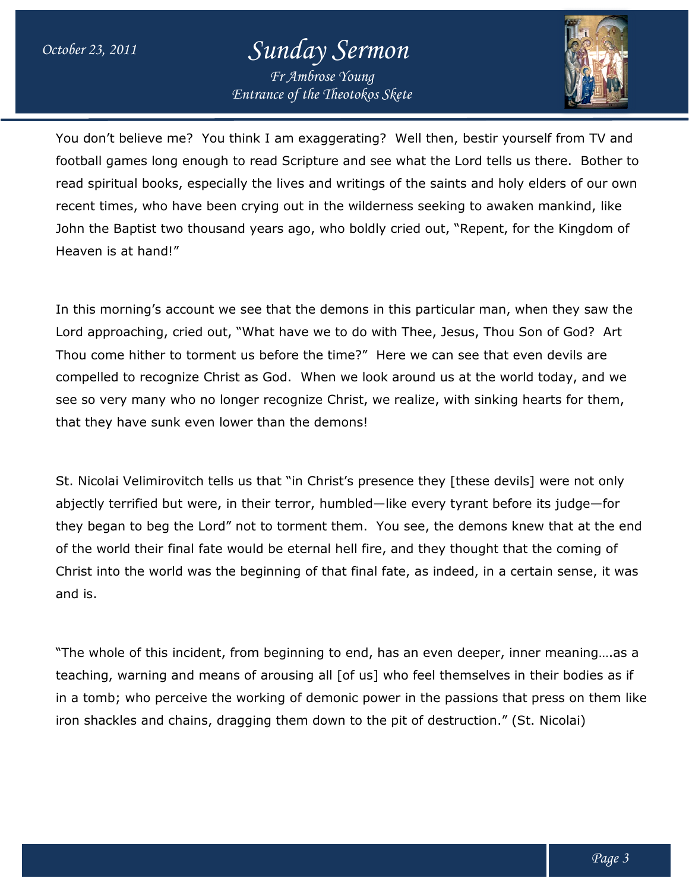You don't believe me? You think I am exaggerating? Well then, bestir yourself from TV and football games long enough to read Scripture and see what the Lord tells us there. Bother to read spiritual books, especially the lives and writings of the saints and holy elders of our own recent times, who have been crying out in the wilderness seeking to awaken mankind, like John the Baptist two thousand years ago, who boldly cried out, "Repent, for the Kingdom of Heaven is at hand!"

In this morning's account we see that the demons in this particular man, when they saw the Lord approaching, cried out, "What have we to do with Thee, Jesus, Thou Son of God? Art Thou come hither to torment us before the time?" Here we can see that even devils are compelled to recognize Christ as God. When we look around us at the world today, and we see so very many who no longer recognize Christ, we realize, with sinking hearts for them, that they have sunk even lower than the demons!

St. Nicolai Velimirovitch tells us that "in Christ's presence they [these devils] were not only abjectly terrified but were, in their terror, humbled—like every tyrant before its judge—for they began to beg the Lord" not to torment them. You see, the demons knew that at the end of the world their final fate would be eternal hell fire, and they thought that the coming of Christ into the world was the beginning of that final fate, as indeed, in a certain sense, it was and is.

"The whole of this incident, from beginning to end, has an even deeper, inner meaning….as a teaching, warning and means of arousing all [of us] who feel themselves in their bodies as if in a tomb; who perceive the working of demonic power in the passions that press on them like iron shackles and chains, dragging them down to the pit of destruction." (St. Nicolai)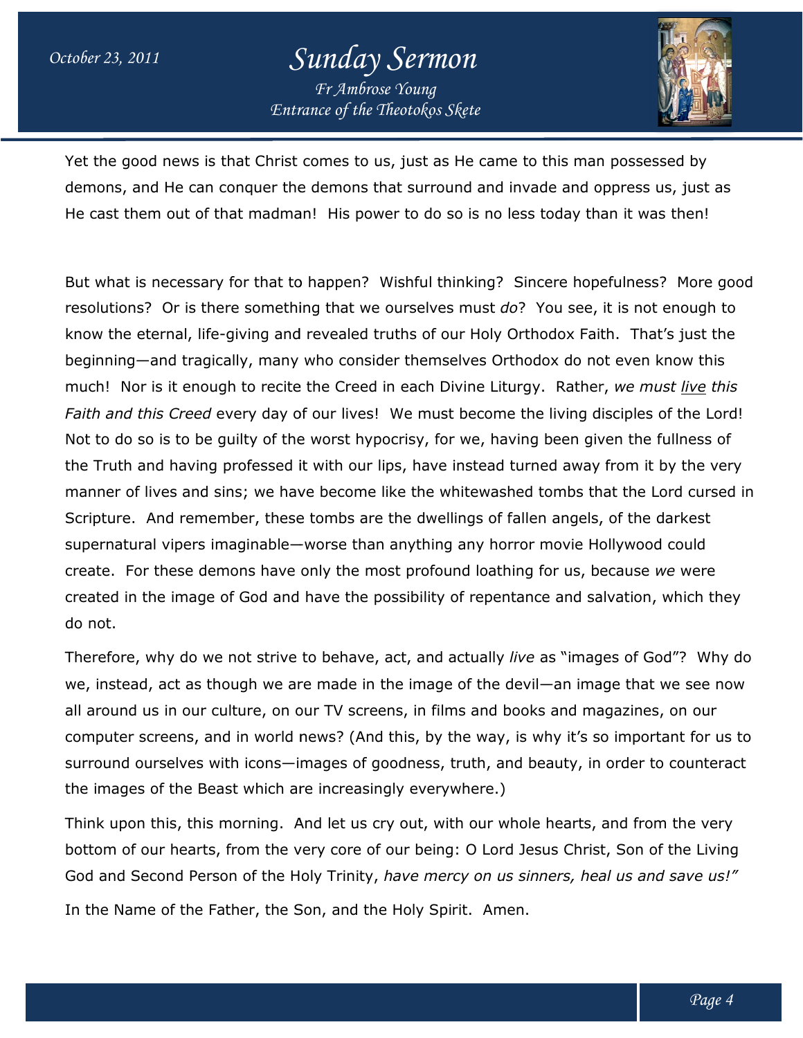Yet the good news is that Christ comes to us, just as He came to this man possessed by demons, and He can conquer the demons that surround and invade and oppress us, just as He cast them out of that madman! His power to do so is no less today than it was then!

But what is necessary for that to happen? Wishful thinking? Sincere hopefulness? More good resolutions? Or is there something that we ourselves must *do*? You see, it is not enough to know the eternal, life-giving and revealed truths of our Holy Orthodox Faith. That's just the beginning—and tragically, many who consider themselves Orthodox do not even know this much! Nor is it enough to recite the Creed in each Divine Liturgy. Rather, *we must <u>live</u> this Faith and this Creed* every day of our lives! We must become the living disciples of the Lord! Not to do so is to be guilty of the worst hypocrisy, for we, having been given the fullness of the Truth and having professed it with our lips, have instead turned away from it by the very manner of lives and sins; we have become like the whitewashed tombs that the Lord cursed in Scripture. And remember, these tombs are the dwellings of fallen angels, of the darkest supernatural vipers imaginable—worse than anything any horror movie Hollywood could create. For these demons have only the most profound loathing for us, because *we* were created in the image of God and have the possibility of repentance and salvation, which they do not.

Therefore, why do we not strive to behave, act, and actually *live* as "images of God"? Why do we, instead, act as though we are made in the image of the devil—an image that we see now all around us in our culture, on our TV screens, in films and books and magazines, on our computer screens, and in world news? (And this, by the way, is why it's so important for us to surround ourselves with icons—images of goodness, truth, and beauty, in order to counteract the images of the Beast which are increasingly everywhere.)

Think upon this, this morning. And let us cry out, with our whole hearts, and from the very bottom of our hearts, from the very core of our being: O Lord Jesus Christ, Son of the Living God and Second Person of the Holy Trinity, *have mercy on us sinners, heal us and save us!"*

In the Name of the Father, the Son, and the Holy Spirit. Amen.